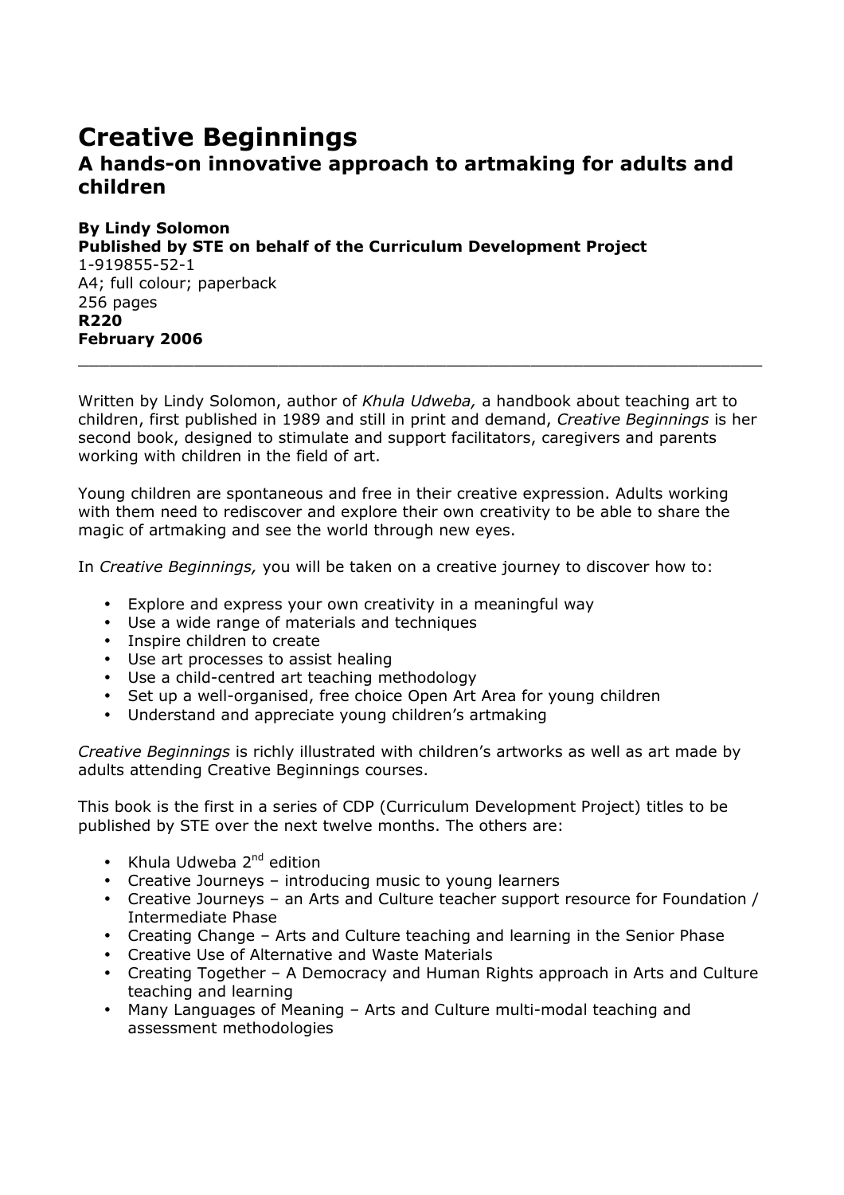# Creative Beginnings

## A hands-on innovative approach to artmaking for adults and children

**By Lindy Solomon**
**Published by STE on behalf of the Curriculum Development Project**
1-919855-52-1
A4; full colour; paperback
256 pages
**R220**
**February 2006**

---

Written by Lindy Solomon, author of *Khula Udweba,* a handbook about teaching art to children, first published in 1989 and still in print and demand, *Creative Beginnings* is her second book, designed to stimulate and support facilitators, caregivers and parents working with children in the field of art.

Young children are spontaneous and free in their creative expression. Adults working with them need to rediscover and explore their own creativity to be able to share the magic of artmaking and see the world through new eyes.

In *Creative Beginnings,* you will be taken on a creative journey to discover how to:

- Explore and express your own creativity in a meaningful way
- Use a wide range of materials and techniques
- Inspire children to create
- Use art processes to assist healing
- Use a child-centred art teaching methodology
- Set up a well-organised, free choice Open Art Area for young children
- Understand and appreciate young children's artmaking

*Creative Beginnings* is richly illustrated with children's artworks as well as art made by adults attending Creative Beginnings courses.

This book is the first in a series of CDP (Curriculum Development Project) titles to be published by STE over the next twelve months. The others are:

- Khula Udweba 2nd edition
- Creative Journeys – introducing music to young learners
- Creative Journeys – an Arts and Culture teacher support resource for Foundation / Intermediate Phase
- Creating Change – Arts and Culture teaching and learning in the Senior Phase
- Creative Use of Alternative and Waste Materials
- Creating Together – A Democracy and Human Rights approach in Arts and Culture teaching and learning
- Many Languages of Meaning – Arts and Culture multi-modal teaching and assessment methodologies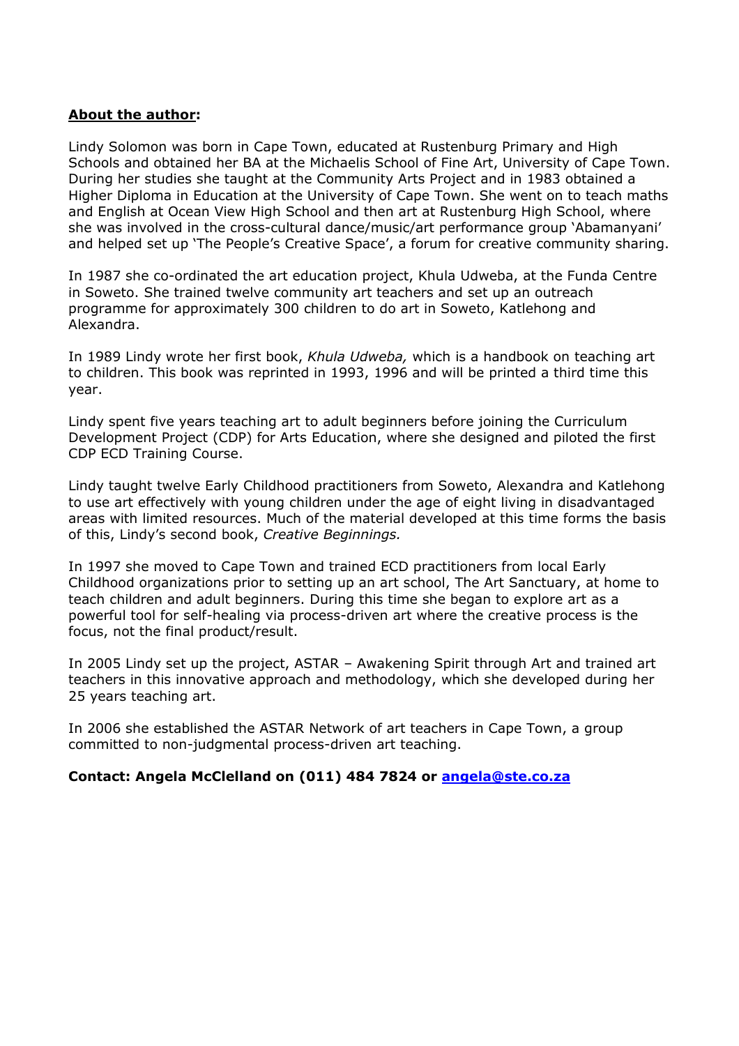**About the author:**

Lindy Solomon was born in Cape Town, educated at Rustenburg Primary and High Schools and obtained her BA at the Michaelis School of Fine Art, University of Cape Town. During her studies she taught at the Community Arts Project and in 1983 obtained a Higher Diploma in Education at the University of Cape Town. She went on to teach maths and English at Ocean View High School and then art at Rustenburg High School, where she was involved in the cross-cultural dance/music/art performance group 'Abamanyani' and helped set up 'The People's Creative Space', a forum for creative community sharing.

In 1987 she co-ordinated the art education project, Khula Udweba, at the Funda Centre in Soweto. She trained twelve community art teachers and set up an outreach programme for approximately 300 children to do art in Soweto, Katlehong and Alexandra.

In 1989 Lindy wrote her first book, *Khula Udweba,* which is a handbook on teaching art to children. This book was reprinted in 1993, 1996 and will be printed a third time this year.

Lindy spent five years teaching art to adult beginners before joining the Curriculum Development Project (CDP) for Arts Education, where she designed and piloted the first CDP ECD Training Course.

Lindy taught twelve Early Childhood practitioners from Soweto, Alexandra and Katlehong to use art effectively with young children under the age of eight living in disadvantaged areas with limited resources. Much of the material developed at this time forms the basis of this, Lindy's second book, *Creative Beginnings.*

In 1997 she moved to Cape Town and trained ECD practitioners from local Early Childhood organizations prior to setting up an art school, The Art Sanctuary, at home to teach children and adult beginners. During this time she began to explore art as a powerful tool for self-healing via process-driven art where the creative process is the focus, not the final product/result.

In 2005 Lindy set up the project, ASTAR – Awakening Spirit through Art and trained art teachers in this innovative approach and methodology, which she developed during her 25 years teaching art.

In 2006 she established the ASTAR Network of art teachers in Cape Town, a group committed to non-judgmental process-driven art teaching.

**Contact: Angela McClelland on (011) 484 7824 or angela@ste.co.za**